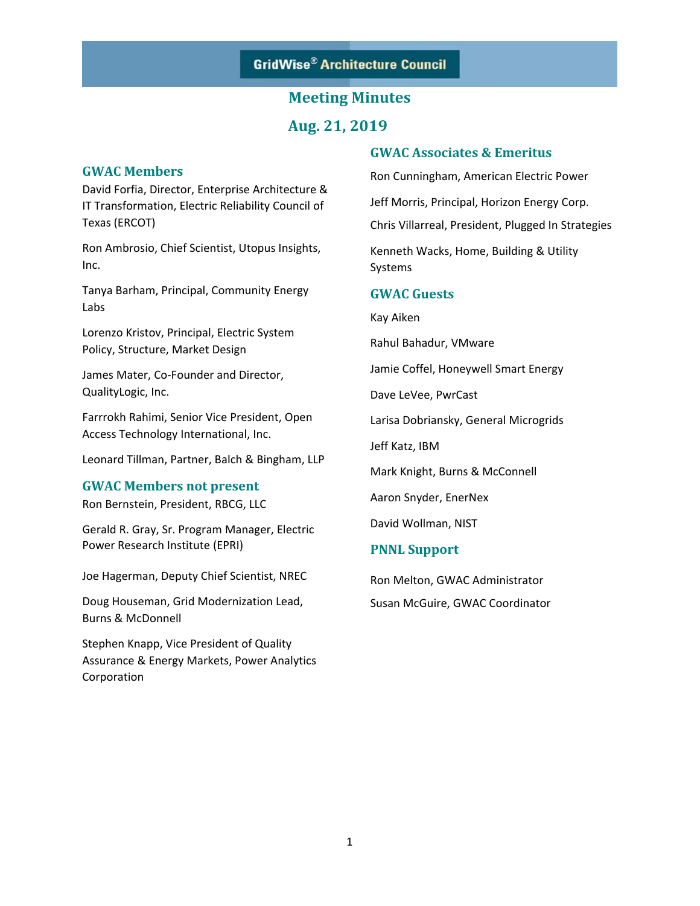# GridWise® Architecture Council

## Meeting Minutes

## Aug. 21, 2019

### GWAC Members

David Forfia, Director, Enterprise Architecture & IT Transformation, Electric Reliability Council of Texas (ERCOT)

Ron Ambrosio, Chief Scientist, Utopus Insights, Inc.

Tanya Barham, Principal, Community Energy Labs

Lorenzo Kristov, Principal, Electric System Policy, Structure, Market Design

James Mater, Co-Founder and Director, QualityLogic, Inc.

Farrokh Rahimi, Senior Vice President, Open Access Technology International, Inc.

Leonard Tillman, Partner, Balch & Bingham, LLP

### GWAC Members not present

Ron Bernstein, President, RBCG, LLC

Gerald R. Gray, Sr. Program Manager, Electric Power Research Institute (EPRI)

Joe Hagerman, Deputy Chief Scientist, NREC

Doug Houseman, Grid Modernization Lead, Burns & McDonnell

Stephen Knapp, Vice President of Quality Assurance & Energy Markets, Power Analytics Corporation

### GWAC Associates & Emeritus

Ron Cunningham, American Electric Power

Jeff Morris, Principal, Horizon Energy Corp.

Chris Villarreal, President, Plugged In Strategies

Kenneth Wacks, Home, Building & Utility Systems

### GWAC Guests

Kay Aiken

Rahul Bahadur, VMware

Jamie Coffel, Honeywell Smart Energy

Dave LeVee, PwrCast

Larisa Dobriansky, General Microgrids

Jeff Katz, IBM

Mark Knight, Burns & McConnell

Aaron Snyder, EnerNex

David Wollman, NIST

### PNNL Support

Ron Melton, GWAC Administrator

Susan McGuire, GWAC Coordinator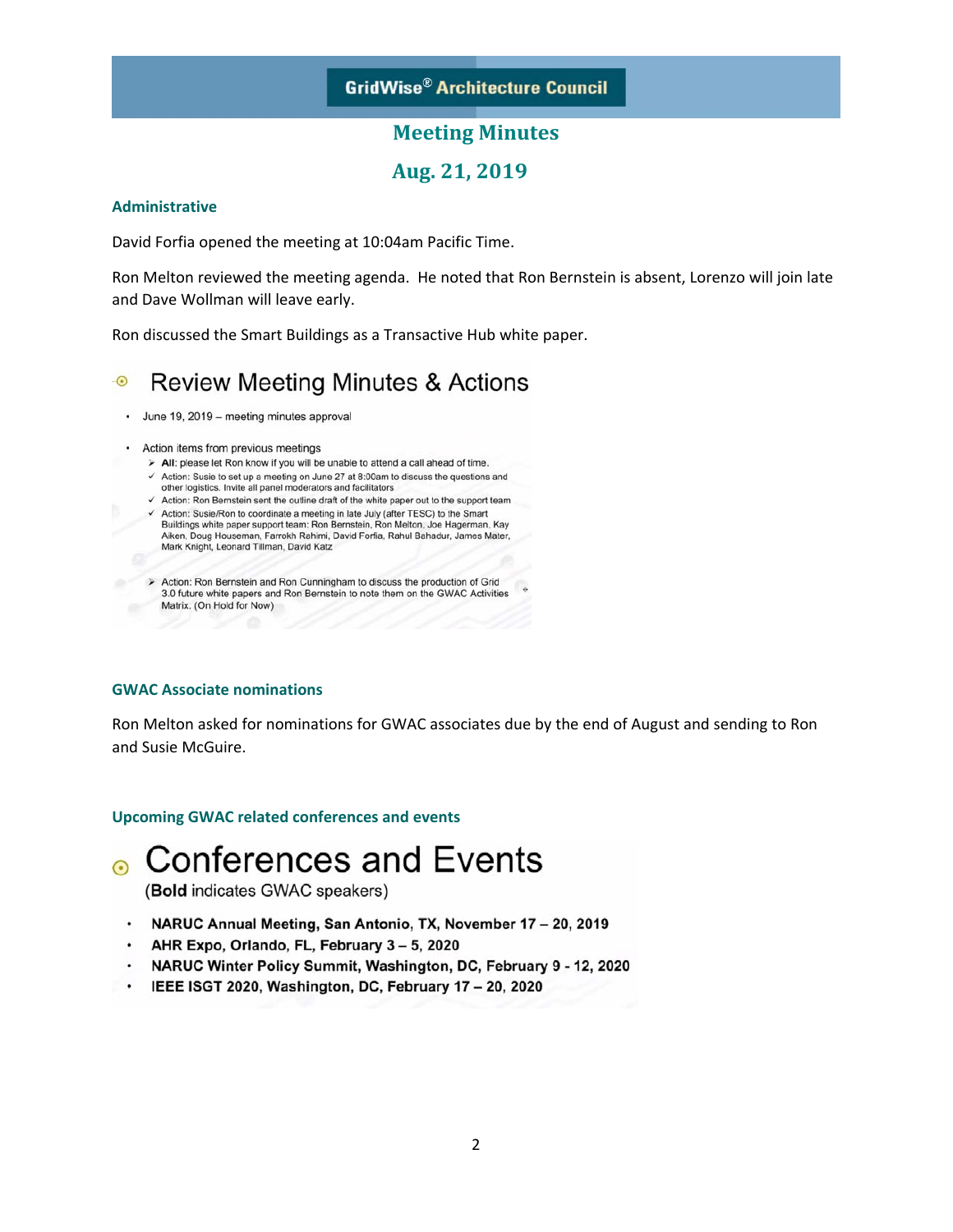# Meeting Minutes

## Aug. 21, 2019

### Administrative

David Forfia opened the meeting at 10:04am Pacific Time.

Ron Melton reviewed the meeting agenda. He noted that Ron Bernstein is absent, Lorenzo will join late and Dave Wollman will leave early.

Ron discussed the Smart Buildings as a Transactive Hub white paper.

**Review Meeting Minutes & Actions**

- June 19, 2019 – meeting minutes approval
- Action items from previous meetings
  - ➢ **All**: please let Ron know if you will be unable to attend a call ahead of time.
  - ✓ Action: Susie to set up a meeting on June 27 at 8:00am to discuss the questions and other logistics. Invite all panel moderators and facilitators
  - ✓ Action: Ron Bernstein sent the outline draft of the white paper out to the support team
  - ✓ Action: Susie/Ron to coordinate a meeting in late July (after TESC) to the Smart Buildings white paper support team: Ron Bernstein, Ron Melton, Joe Hagerman, Kay Aiken, Doug Houseman, Farrokh Rahimi, David Forfia, Rahul Bahadur, James Mater, Mark Knight, Leonard Tillman, David Katz
  - ➢ Action: Ron Bernstein and Ron Cunningham to discuss the production of Grid 3.0 future white papers and Ron Bernstein to note them on the GWAC Activities Matrix. (On Hold for Now)

### GWAC Associate nominations

Ron Melton asked for nominations for GWAC associates due by the end of August and sending to Ron and Susie McGuire.

### Upcoming GWAC related conferences and events

**Conferences and Events**

(**Bold** indicates GWAC speakers)

- **NARUC Annual Meeting, San Antonio, TX, November 17 – 20, 2019**
- **AHR Expo, Orlando, FL, February 3 – 5, 2020**
- **NARUC Winter Policy Summit, Washington, DC, February 9 - 12, 2020**
- **IEEE ISGT 2020, Washington, DC, February 17 – 20, 2020**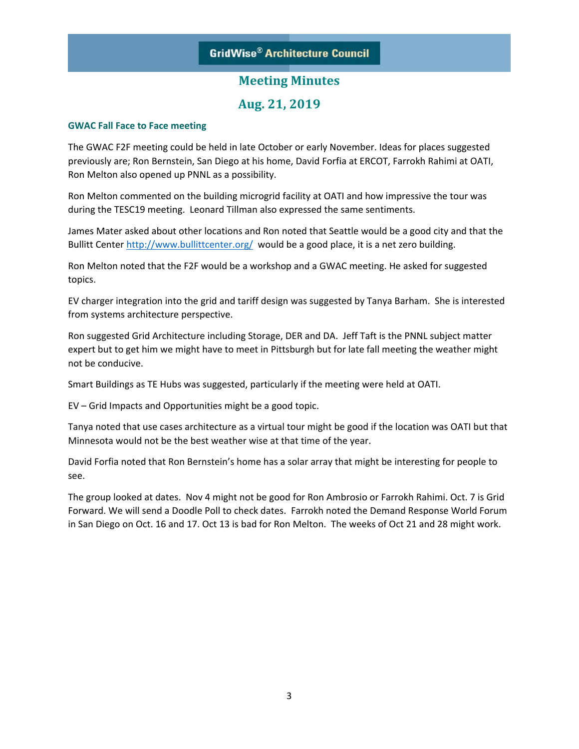GridWise® Architecture Council

# Meeting Minutes

## Aug. 21, 2019

### GWAC Fall Face to Face meeting

The GWAC F2F meeting could be held in late October or early November. Ideas for places suggested previously are; Ron Bernstein, San Diego at his home, David Forfia at ERCOT, Farrokh Rahimi at OATI, Ron Melton also opened up PNNL as a possibility.

Ron Melton commented on the building microgrid facility at OATI and how impressive the tour was during the TESC19 meeting. Leonard Tillman also expressed the same sentiments.

James Mater asked about other locations and Ron noted that Seattle would be a good city and that the Bullitt Center http://www.bullittcenter.org/ would be a good place, it is a net zero building.

Ron Melton noted that the F2F would be a workshop and a GWAC meeting. He asked for suggested topics.

EV charger integration into the grid and tariff design was suggested by Tanya Barham. She is interested from systems architecture perspective.

Ron suggested Grid Architecture including Storage, DER and DA. Jeff Taft is the PNNL subject matter expert but to get him we might have to meet in Pittsburgh but for late fall meeting the weather might not be conducive.

Smart Buildings as TE Hubs was suggested, particularly if the meeting were held at OATI.

EV – Grid Impacts and Opportunities might be a good topic.

Tanya noted that use cases architecture as a virtual tour might be good if the location was OATI but that Minnesota would not be the best weather wise at that time of the year.

David Forfia noted that Ron Bernstein's home has a solar array that might be interesting for people to see.

The group looked at dates. Nov 4 might not be good for Ron Ambrosio or Farrokh Rahimi. Oct. 7 is Grid Forward. We will send a Doodle Poll to check dates. Farrokh noted the Demand Response World Forum in San Diego on Oct. 16 and 17. Oct 13 is bad for Ron Melton. The weeks of Oct 21 and 28 might work.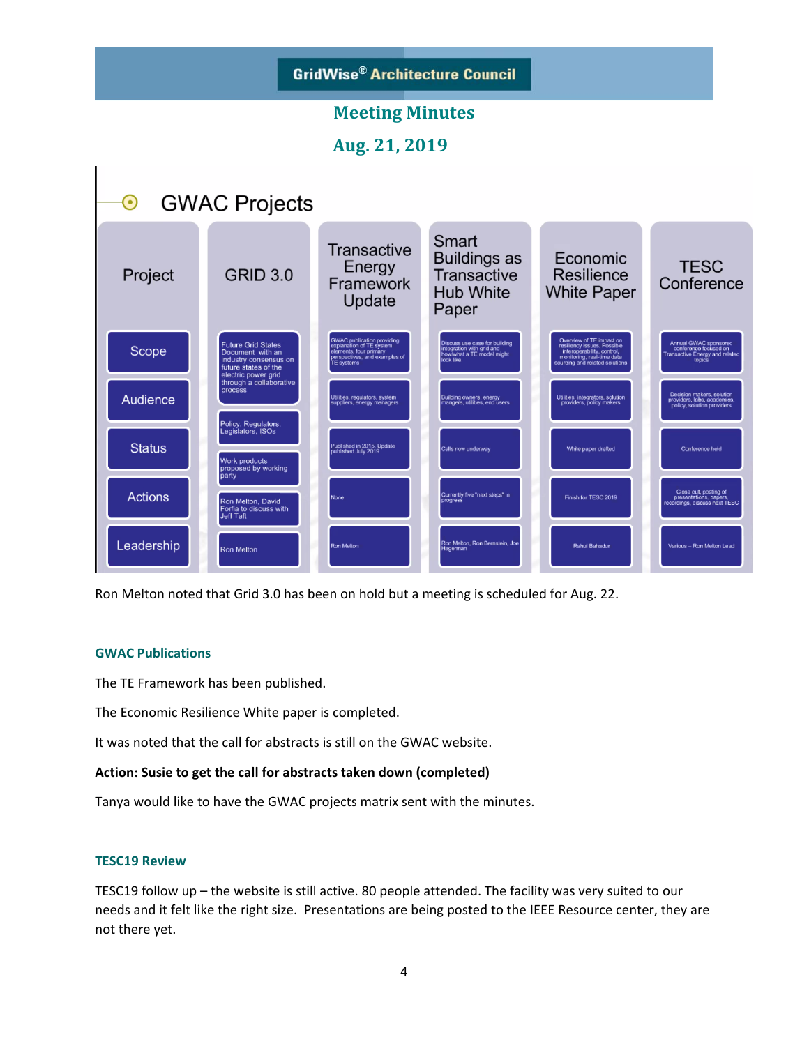# GridWise® Architecture Council

## Meeting Minutes

## Aug. 21, 2019

### GWAC Projects

| Project | GRID 3.0 | Transactive Energy Framework Update | Smart Buildings as Transactive Hub White Paper | Economic Resilience White Paper | TESC Conference |
|---|---|---|---|---|---|
| Scope | Future Grid States Document with an industry consensus on future states of the electric power grid through a collaborative process | GWAC publication providing explanation of TE system elements, four primary perspectives, and examples of TE systems | Discuss use case for building integration with grid and how/what a TE model might look like | Overview of TE impact on resiliency issues. Possible interoperability, control, monitoring, real-time data sourcing and related solutions | Annual GWAC sponsored conference focused on Transactive Energy and related topics |
| Audience | Policy, Regulators, Legislators, ISOs | Utilities, regulators, system suppliers, energy managers | Building owners, energy mangers, utilities, end users | Utilities, integrators, solution providers, policy makers | Decision makers, solution providers, labs, academics, policy, solution providers |
| Status | Work products proposed by working party | Published in 2015. Update published July 2019 | Calls now underway | White paper drafted | Conference held |
| Actions | Ron Melton, David Forfia to discuss with Jeff Taft | None | Currently five "next steps" in progress | Finish for TESC 2019 | Close out, posting of presentations, papers, recordings, discuss next TESC |
| Leadership | Ron Melton | Ron Melton | Ron Melton, Ron Bernstein, Joe Hagerman | Rahul Bahadur | Various – Ron Melton Lead |

Ron Melton noted that Grid 3.0 has been on hold but a meeting is scheduled for Aug. 22.

### GWAC Publications

The TE Framework has been published.

The Economic Resilience White paper is completed.

It was noted that the call for abstracts is still on the GWAC website.

**Action: Susie to get the call for abstracts taken down (completed)**

Tanya would like to have the GWAC projects matrix sent with the minutes.

### TESC19 Review

TESC19 follow up – the website is still active. 80 people attended. The facility was very suited to our needs and it felt like the right size. Presentations are being posted to the IEEE Resource center, they are not there yet.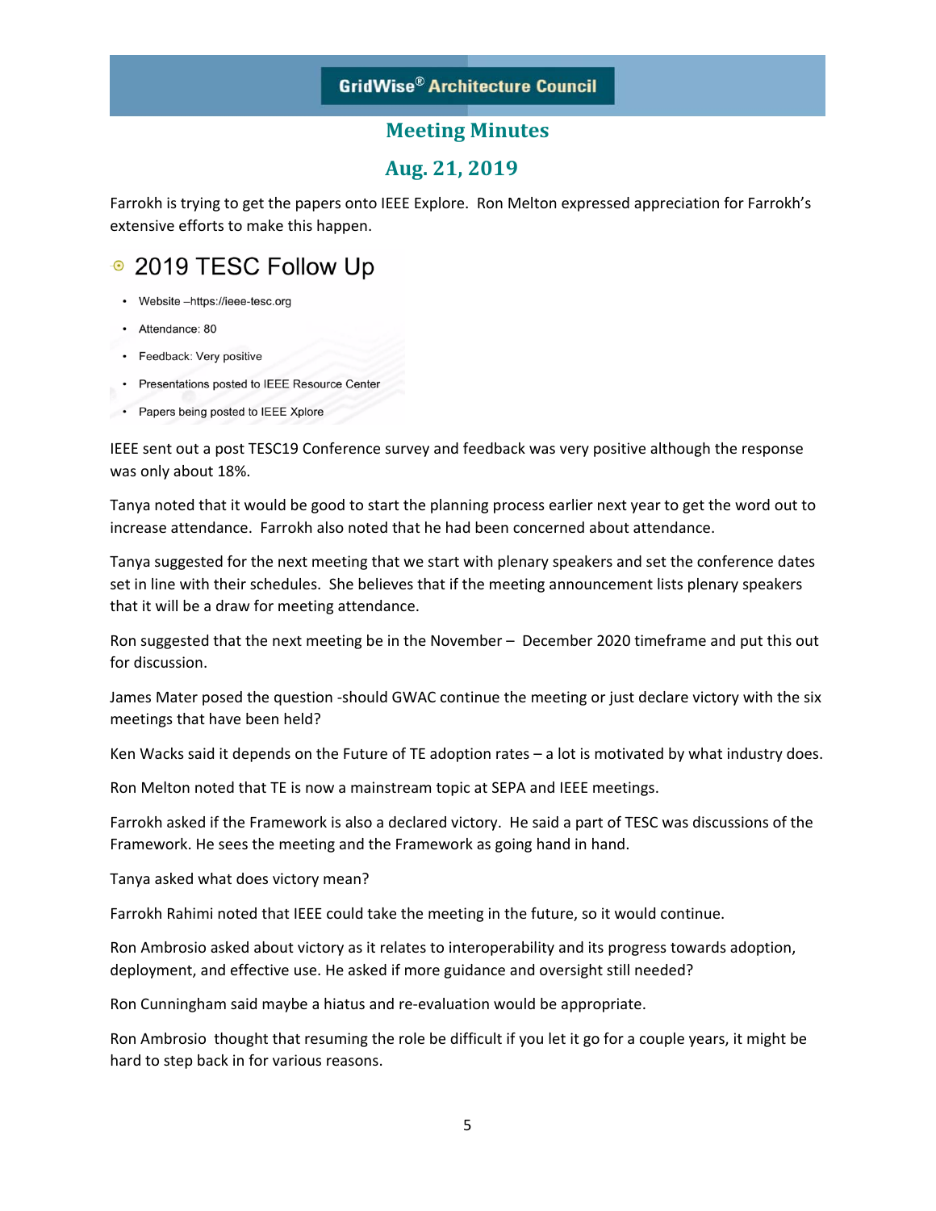Farrokh is trying to get the papers onto IEEE Explore. Ron Melton expressed appreciation for Farrokh's extensive efforts to make this happen.

## 2019 TESC Follow Up

- Website –https://ieee-tesc.org
- Attendance: 80
- Feedback: Very positive
- Presentations posted to IEEE Resource Center
- Papers being posted to IEEE Xplore

IEEE sent out a post TESC19 Conference survey and feedback was very positive although the response was only about 18%.

Tanya noted that it would be good to start the planning process earlier next year to get the word out to increase attendance. Farrokh also noted that he had been concerned about attendance.

Tanya suggested for the next meeting that we start with plenary speakers and set the conference dates set in line with their schedules. She believes that if the meeting announcement lists plenary speakers that it will be a draw for meeting attendance.

Ron suggested that the next meeting be in the November – December 2020 timeframe and put this out for discussion.

James Mater posed the question -should GWAC continue the meeting or just declare victory with the six meetings that have been held?

Ken Wacks said it depends on the Future of TE adoption rates – a lot is motivated by what industry does.

Ron Melton noted that TE is now a mainstream topic at SEPA and IEEE meetings.

Farrokh asked if the Framework is also a declared victory. He said a part of TESC was discussions of the Framework. He sees the meeting and the Framework as going hand in hand.

Tanya asked what does victory mean?

Farrokh Rahimi noted that IEEE could take the meeting in the future, so it would continue.

Ron Ambrosio asked about victory as it relates to interoperability and its progress towards adoption, deployment, and effective use. He asked if more guidance and oversight still needed?

Ron Cunningham said maybe a hiatus and re-evaluation would be appropriate.

Ron Ambrosio thought that resuming the role be difficult if you let it go for a couple years, it might be hard to step back in for various reasons.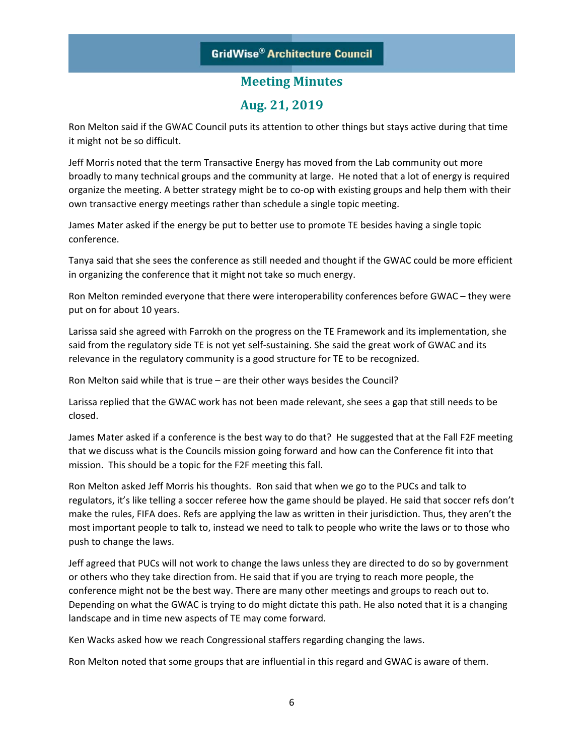Ron Melton said if the GWAC Council puts its attention to other things but stays active during that time it might not be so difficult.

Jeff Morris noted that the term Transactive Energy has moved from the Lab community out more broadly to many technical groups and the community at large. He noted that a lot of energy is required organize the meeting. A better strategy might be to co-op with existing groups and help them with their own transactive energy meetings rather than schedule a single topic meeting.

James Mater asked if the energy be put to better use to promote TE besides having a single topic conference.

Tanya said that she sees the conference as still needed and thought if the GWAC could be more efficient in organizing the conference that it might not take so much energy.

Ron Melton reminded everyone that there were interoperability conferences before GWAC – they were put on for about 10 years.

Larissa said she agreed with Farrokh on the progress on the TE Framework and its implementation, she said from the regulatory side TE is not yet self-sustaining. She said the great work of GWAC and its relevance in the regulatory community is a good structure for TE to be recognized.

Ron Melton said while that is true – are their other ways besides the Council?

Larissa replied that the GWAC work has not been made relevant, she sees a gap that still needs to be closed.

James Mater asked if a conference is the best way to do that? He suggested that at the Fall F2F meeting that we discuss what is the Councils mission going forward and how can the Conference fit into that mission. This should be a topic for the F2F meeting this fall.

Ron Melton asked Jeff Morris his thoughts. Ron said that when we go to the PUCs and talk to regulators, it's like telling a soccer referee how the game should be played. He said that soccer refs don't make the rules, FIFA does. Refs are applying the law as written in their jurisdiction. Thus, they aren't the most important people to talk to, instead we need to talk to people who write the laws or to those who push to change the laws.

Jeff agreed that PUCs will not work to change the laws unless they are directed to do so by government or others who they take direction from. He said that if you are trying to reach more people, the conference might not be the best way. There are many other meetings and groups to reach out to. Depending on what the GWAC is trying to do might dictate this path. He also noted that it is a changing landscape and in time new aspects of TE may come forward.

Ken Wacks asked how we reach Congressional staffers regarding changing the laws.

Ron Melton noted that some groups that are influential in this regard and GWAC is aware of them.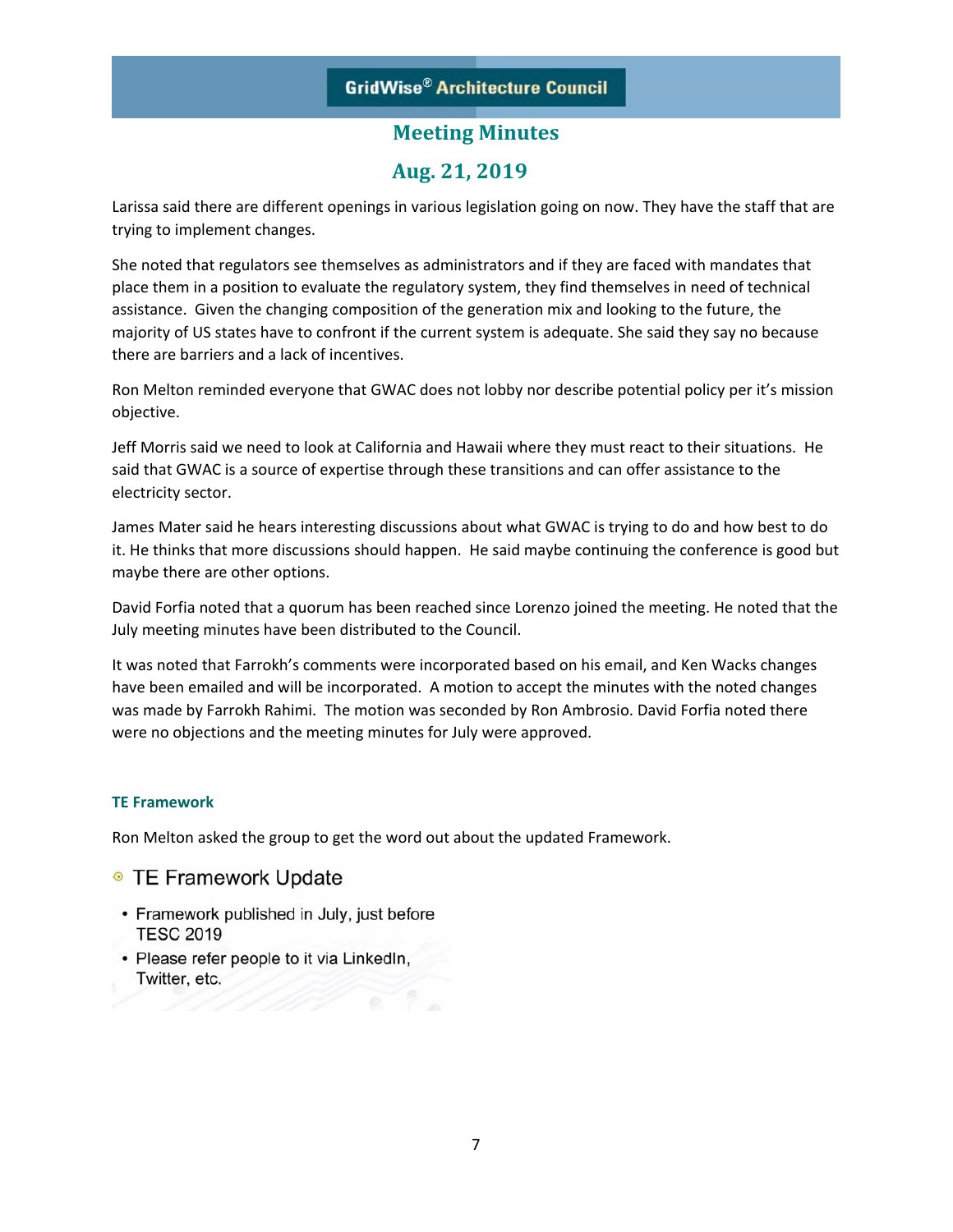Larissa said there are different openings in various legislation going on now. They have the staff that are trying to implement changes.

She noted that regulators see themselves as administrators and if they are faced with mandates that place them in a position to evaluate the regulatory system, they find themselves in need of technical assistance. Given the changing composition of the generation mix and looking to the future, the majority of US states have to confront if the current system is adequate. She said they say no because there are barriers and a lack of incentives.

Ron Melton reminded everyone that GWAC does not lobby nor describe potential policy per it's mission objective.

Jeff Morris said we need to look at California and Hawaii where they must react to their situations. He said that GWAC is a source of expertise through these transitions and can offer assistance to the electricity sector.

James Mater said he hears interesting discussions about what GWAC is trying to do and how best to do it. He thinks that more discussions should happen. He said maybe continuing the conference is good but maybe there are other options.

David Forfia noted that a quorum has been reached since Lorenzo joined the meeting. He noted that the July meeting minutes have been distributed to the Council.

It was noted that Farrokh's comments were incorporated based on his email, and Ken Wacks changes have been emailed and will be incorporated. A motion to accept the minutes with the noted changes was made by Farrokh Rahimi. The motion was seconded by Ron Ambrosio. David Forfia noted there were no objections and the meeting minutes for July were approved.

### TE Framework

Ron Melton asked the group to get the word out about the updated Framework.

- TE Framework Update
  - Framework published in July, just before TESC 2019
  - Please refer people to it via LinkedIn, Twitter, etc.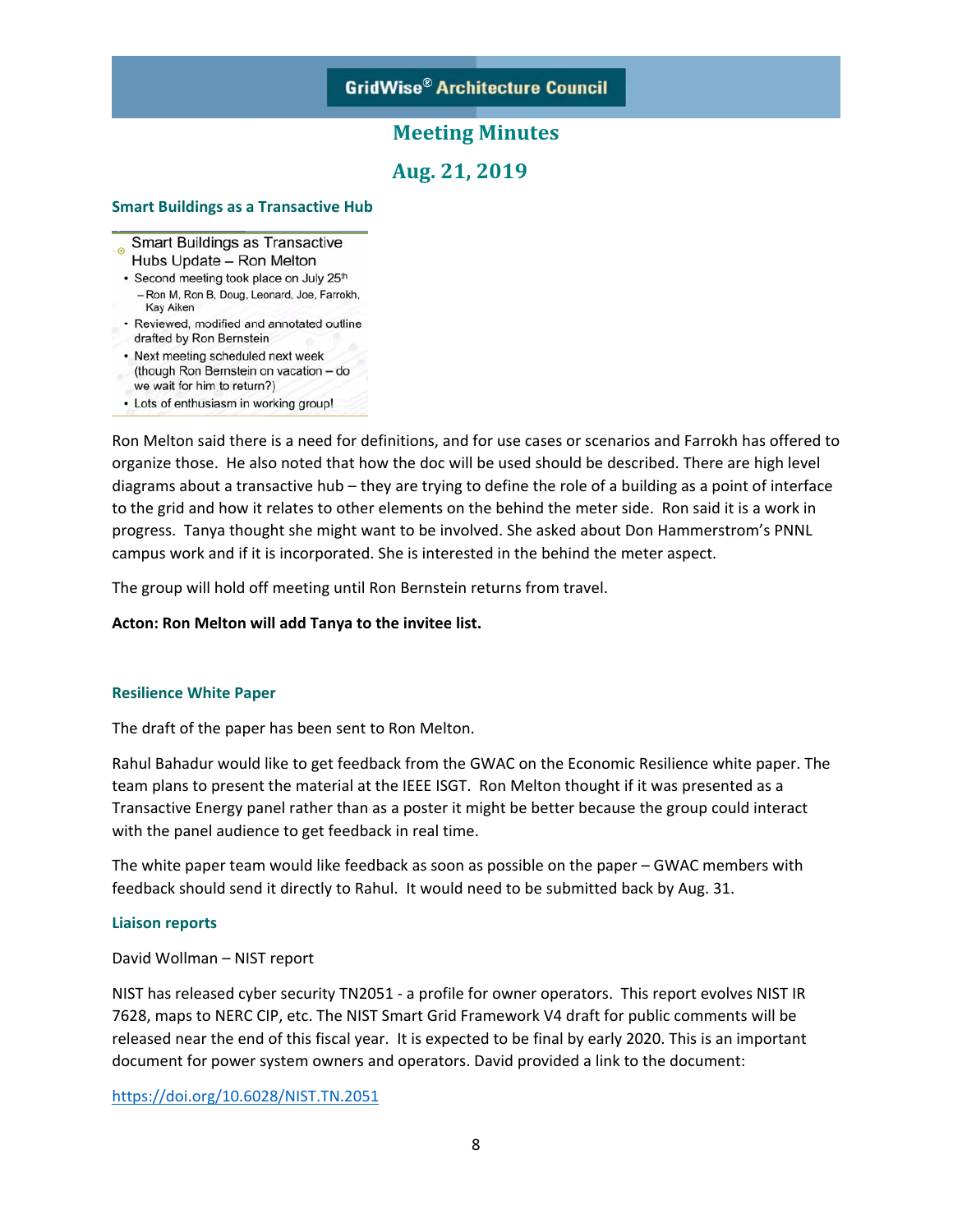# GridWise® Architecture Council

## Meeting Minutes

## Aug. 21, 2019

### Smart Buildings as a Transactive Hub

Smart Buildings as Transactive Hubs Update – Ron Melton

- Second meeting took place on July 25th
  - Ron M, Ron B, Doug, Leonard, Joe, Farrokh, Kay Aiken
- Reviewed, modified and annotated outline drafted by Ron Bernstein
- Next meeting scheduled next week (though Ron Bernstein on vacation – do we wait for him to return?)
- Lots of enthusiasm in working group!

Ron Melton said there is a need for definitions, and for use cases or scenarios and Farrokh has offered to organize those. He also noted that how the doc will be used should be described. There are high level diagrams about a transactive hub – they are trying to define the role of a building as a point of interface to the grid and how it relates to other elements on the behind the meter side. Ron said it is a work in progress. Tanya thought she might want to be involved. She asked about Don Hammerstrom's PNNL campus work and if it is incorporated. She is interested in the behind the meter aspect.

The group will hold off meeting until Ron Bernstein returns from travel.

**Acton: Ron Melton will add Tanya to the invitee list.**

### Resilience White Paper

The draft of the paper has been sent to Ron Melton.

Rahul Bahadur would like to get feedback from the GWAC on the Economic Resilience white paper. The team plans to present the material at the IEEE ISGT. Ron Melton thought if it was presented as a Transactive Energy panel rather than as a poster it might be better because the group could interact with the panel audience to get feedback in real time.

The white paper team would like feedback as soon as possible on the paper – GWAC members with feedback should send it directly to Rahul. It would need to be submitted back by Aug. 31.

### Liaison reports

David Wollman – NIST report

NIST has released cyber security TN2051 - a profile for owner operators. This report evolves NIST IR 7628, maps to NERC CIP, etc. The NIST Smart Grid Framework V4 draft for public comments will be released near the end of this fiscal year. It is expected to be final by early 2020. This is an important document for power system owners and operators. David provided a link to the document:

https://doi.org/10.6028/NIST.TN.2051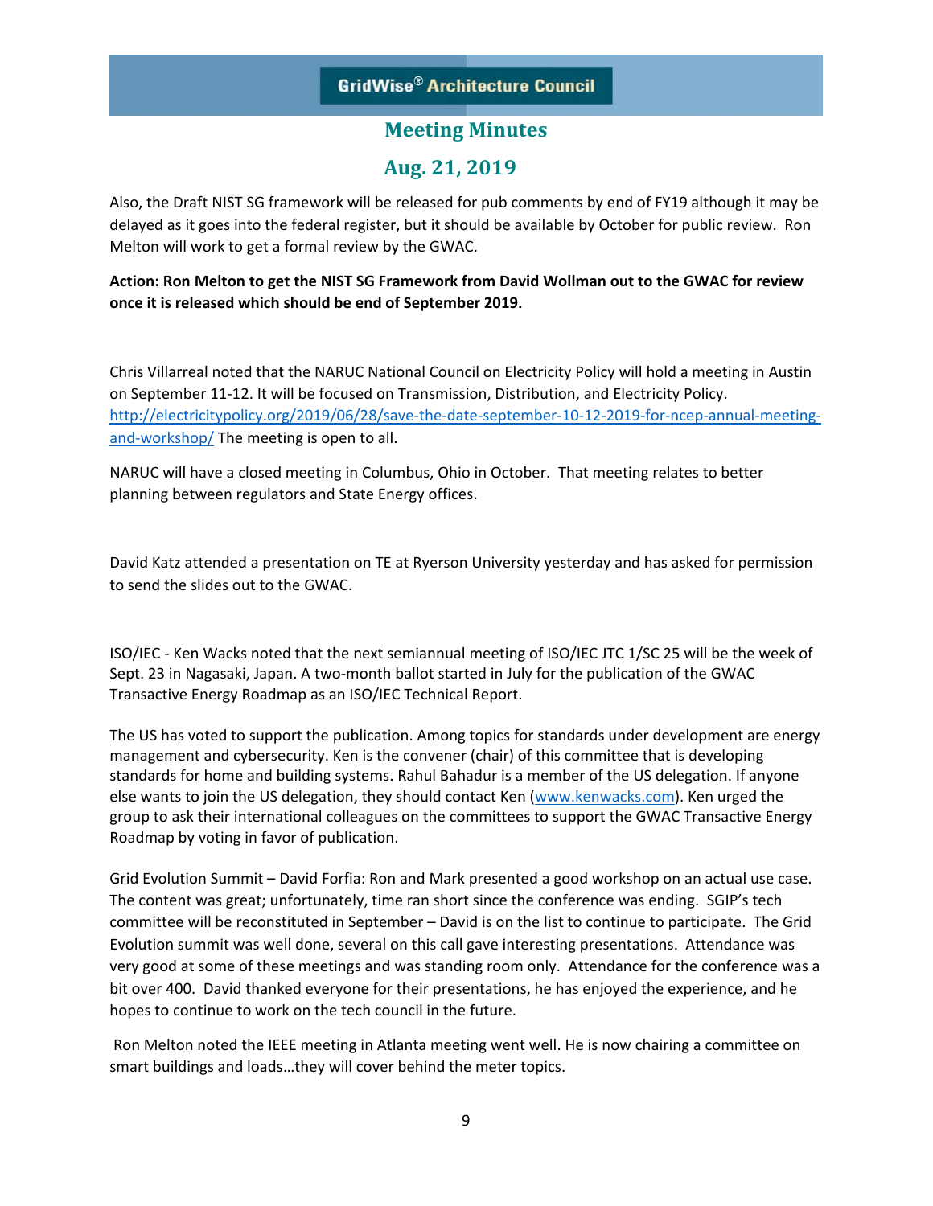Also, the Draft NIST SG framework will be released for pub comments by end of FY19 although it may be delayed as it goes into the federal register, but it should be available by October for public review. Ron Melton will work to get a formal review by the GWAC.

**Action: Ron Melton to get the NIST SG Framework from David Wollman out to the GWAC for review once it is released which should be end of September 2019.**

Chris Villarreal noted that the NARUC National Council on Electricity Policy will hold a meeting in Austin on September 11-12. It will be focused on Transmission, Distribution, and Electricity Policy. [http://electricitypolicy.org/2019/06/28/save-the-date-september-10-12-2019-for-ncep-annual-meeting-and-workshop/](http://electricitypolicy.org/2019/06/28/save-the-date-september-10-12-2019-for-ncep-annual-meeting-and-workshop/) The meeting is open to all.

NARUC will have a closed meeting in Columbus, Ohio in October. That meeting relates to better planning between regulators and State Energy offices.

David Katz attended a presentation on TE at Ryerson University yesterday and has asked for permission to send the slides out to the GWAC.

ISO/IEC - Ken Wacks noted that the next semiannual meeting of ISO/IEC JTC 1/SC 25 will be the week of Sept. 23 in Nagasaki, Japan. A two-month ballot started in July for the publication of the GWAC Transactive Energy Roadmap as an ISO/IEC Technical Report.

The US has voted to support the publication. Among topics for standards under development are energy management and cybersecurity. Ken is the convener (chair) of this committee that is developing standards for home and building systems. Rahul Bahadur is a member of the US delegation. If anyone else wants to join the US delegation, they should contact Ken ([www.kenwacks.com](www.kenwacks.com)). Ken urged the group to ask their international colleagues on the committees to support the GWAC Transactive Energy Roadmap by voting in favor of publication.

Grid Evolution Summit – David Forfia: Ron and Mark presented a good workshop on an actual use case. The content was great; unfortunately, time ran short since the conference was ending. SGIP's tech committee will be reconstituted in September – David is on the list to continue to participate. The Grid Evolution summit was well done, several on this call gave interesting presentations. Attendance was very good at some of these meetings and was standing room only. Attendance for the conference was a bit over 400. David thanked everyone for their presentations, he has enjoyed the experience, and he hopes to continue to work on the tech council in the future.

Ron Melton noted the IEEE meeting in Atlanta meeting went well. He is now chairing a committee on smart buildings and loads…they will cover behind the meter topics.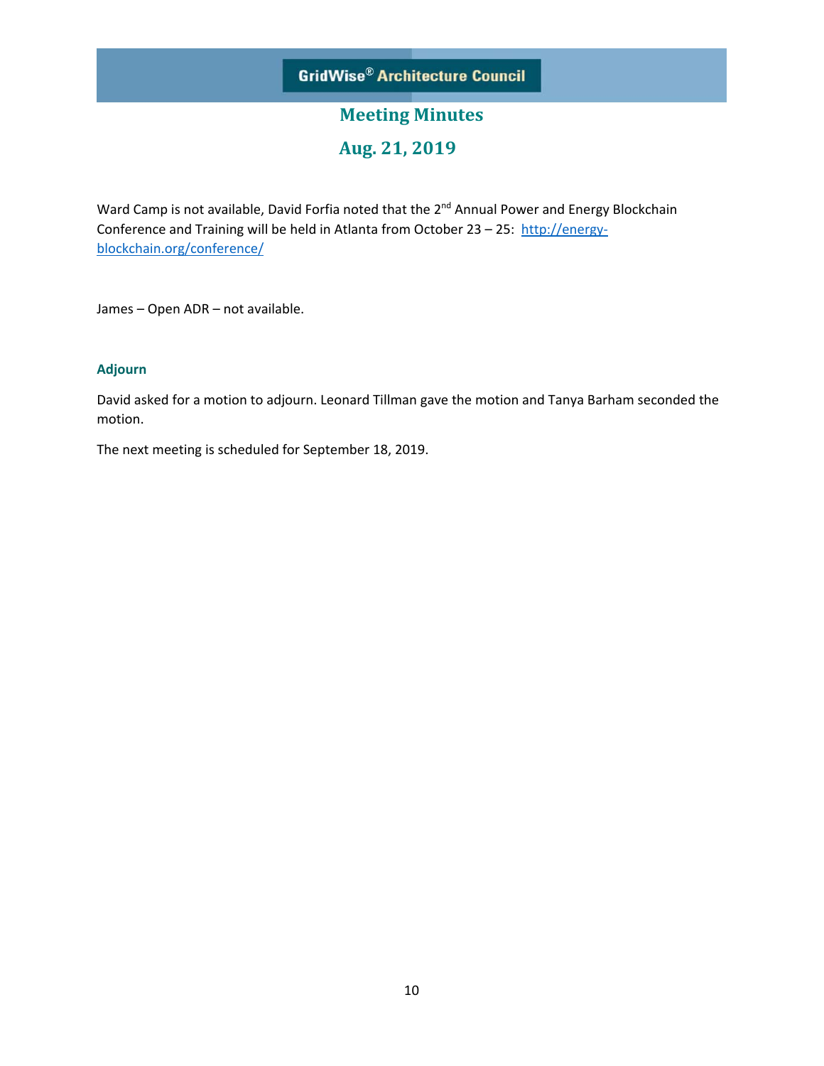Ward Camp is not available, David Forfia noted that the 2nd Annual Power and Energy Blockchain Conference and Training will be held in Atlanta from October 23 – 25: http://energy-blockchain.org/conference/

James – Open ADR – not available.

### Adjourn

David asked for a motion to adjourn. Leonard Tillman gave the motion and Tanya Barham seconded the motion.

The next meeting is scheduled for September 18, 2019.